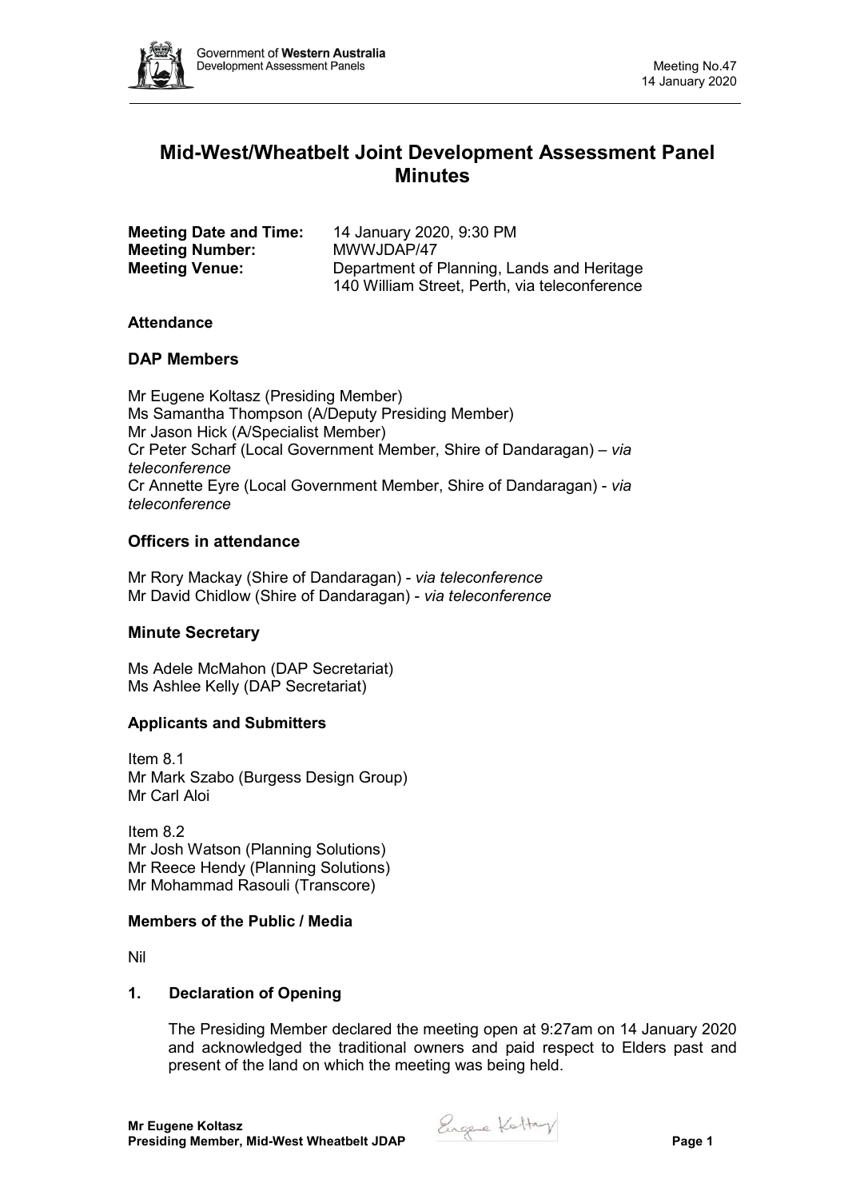# Mid-West/Wheatbelt Joint Development Assessment Panel Minutes

**Meeting Date and Time:** 14 January 2020, 9:30 PM
**Meeting Number:** MWWJDAP/47
**Meeting Venue:** Department of Planning, Lands and Heritage
140 William Street, Perth, via teleconference

### Attendance

## DAP Members

Mr Eugene Koltasz (Presiding Member)
Ms Samantha Thompson (A/Deputy Presiding Member)
Mr Jason Hick (A/Specialist Member)
Cr Peter Scharf (Local Government Member, Shire of Dandaragan) – *via teleconference*
Cr Annette Eyre (Local Government Member, Shire of Dandaragan) - *via teleconference*

## Officers in attendance

Mr Rory Mackay (Shire of Dandaragan) - *via teleconference*
Mr David Chidlow (Shire of Dandaragan) - *via teleconference*

## Minute Secretary

Ms Adele McMahon (DAP Secretariat)
Ms Ashlee Kelly (DAP Secretariat)

### Applicants and Submitters

Item 8.1
Mr Mark Szabo (Burgess Design Group)
Mr Carl Aloi

Item 8.2
Mr Josh Watson (Planning Solutions)
Mr Reece Hendy (Planning Solutions)
Mr Mohammad Rasouli (Transcore)

### Members of the Public / Media

Nil

### 1. Declaration of Opening

The Presiding Member declared the meeting open at 9:27am on 14 January 2020 and acknowledged the traditional owners and paid respect to Elders past and present of the land on which the meeting was being held.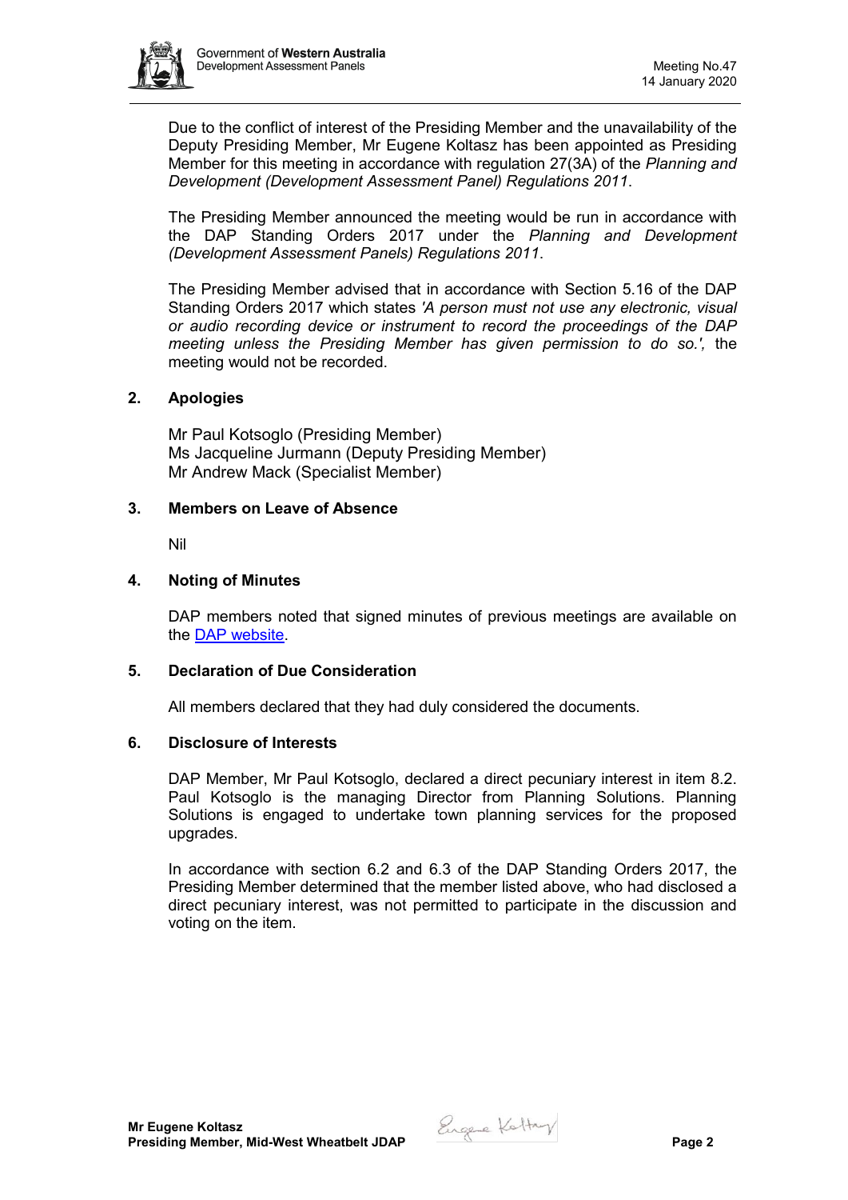Due to the conflict of interest of the Presiding Member and the unavailability of the Deputy Presiding Member, Mr Eugene Koltasz has been appointed as Presiding Member for this meeting in accordance with regulation 27(3A) of the *Planning and Development (Development Assessment Panel) Regulations 2011*.

The Presiding Member announced the meeting would be run in accordance with the DAP Standing Orders 2017 under the *Planning and Development (Development Assessment Panels) Regulations 2011*.

The Presiding Member advised that in accordance with Section 5.16 of the DAP Standing Orders 2017 which states *'A person must not use any electronic, visual or audio recording device or instrument to record the proceedings of the DAP meeting unless the Presiding Member has given permission to do so.',* the meeting would not be recorded.

## 2. Apologies

Mr Paul Kotsoglo (Presiding Member)
Ms Jacqueline Jurmann (Deputy Presiding Member)
Mr Andrew Mack (Specialist Member)

## 3. Members on Leave of Absence

Nil

## 4. Noting of Minutes

DAP members noted that signed minutes of previous meetings are available on the DAP website.

## 5. Declaration of Due Consideration

All members declared that they had duly considered the documents.

## 6. Disclosure of Interests

DAP Member, Mr Paul Kotsoglo, declared a direct pecuniary interest in item 8.2. Paul Kotsoglo is the managing Director from Planning Solutions. Planning Solutions is engaged to undertake town planning services for the proposed upgrades.

In accordance with section 6.2 and 6.3 of the DAP Standing Orders 2017, the Presiding Member determined that the member listed above, who had disclosed a direct pecuniary interest, was not permitted to participate in the discussion and voting on the item.

**Mr Eugene Koltasz**
**Presiding Member, Mid-West Wheatbelt JDAP**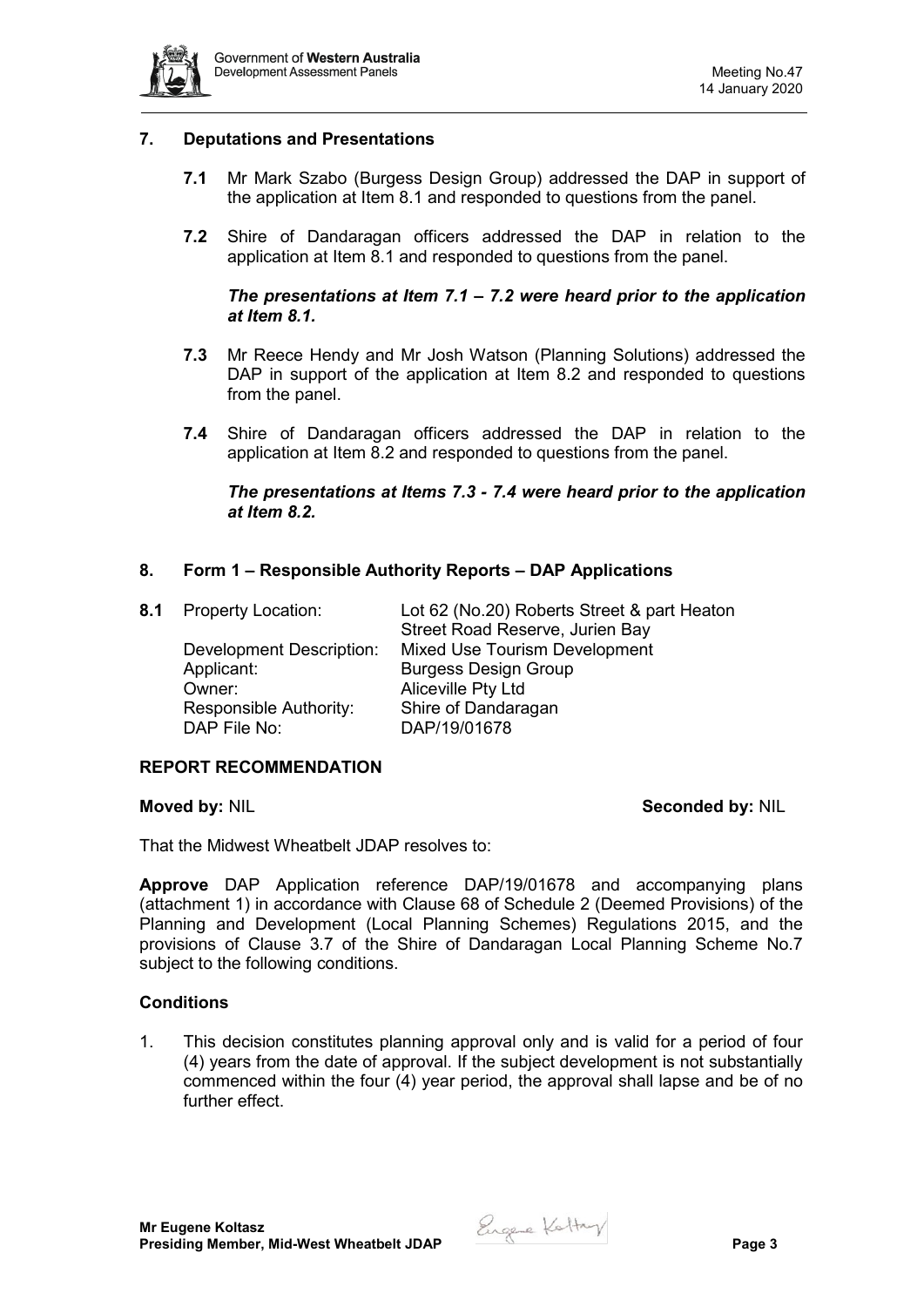## 7. Deputations and Presentations

**7.1** Mr Mark Szabo (Burgess Design Group) addressed the DAP in support of the application at Item 8.1 and responded to questions from the panel.

**7.2** Shire of Dandaragan officers addressed the DAP in relation to the application at Item 8.1 and responded to questions from the panel.

***The presentations at Item 7.1 – 7.2 were heard prior to the application at Item 8.1.***

**7.3** Mr Reece Hendy and Mr Josh Watson (Planning Solutions) addressed the DAP in support of the application at Item 8.2 and responded to questions from the panel.

**7.4** Shire of Dandaragan officers addressed the DAP in relation to the application at Item 8.2 and responded to questions from the panel.

***The presentations at Items 7.3 - 7.4 were heard prior to the application at Item 8.2.***

## 8. Form 1 – Responsible Authority Reports – DAP Applications

**8.1** Property Location: Lot 62 (No.20) Roberts Street & part Heaton Street Road Reserve, Jurien Bay
Development Description: Mixed Use Tourism Development
Applicant: Burgess Design Group
Owner: Aliceville Pty Ltd
Responsible Authority: Shire of Dandaragan
DAP File No: DAP/19/01678

### REPORT RECOMMENDATION

**Moved by:** NIL **Seconded by:** NIL

That the Midwest Wheatbelt JDAP resolves to:

**Approve** DAP Application reference DAP/19/01678 and accompanying plans (attachment 1) in accordance with Clause 68 of Schedule 2 (Deemed Provisions) of the Planning and Development (Local Planning Schemes) Regulations 2015, and the provisions of Clause 3.7 of the Shire of Dandaragan Local Planning Scheme No.7 subject to the following conditions.

### Conditions

1. This decision constitutes planning approval only and is valid for a period of four (4) years from the date of approval. If the subject development is not substantially commenced within the four (4) year period, the approval shall lapse and be of no further effect.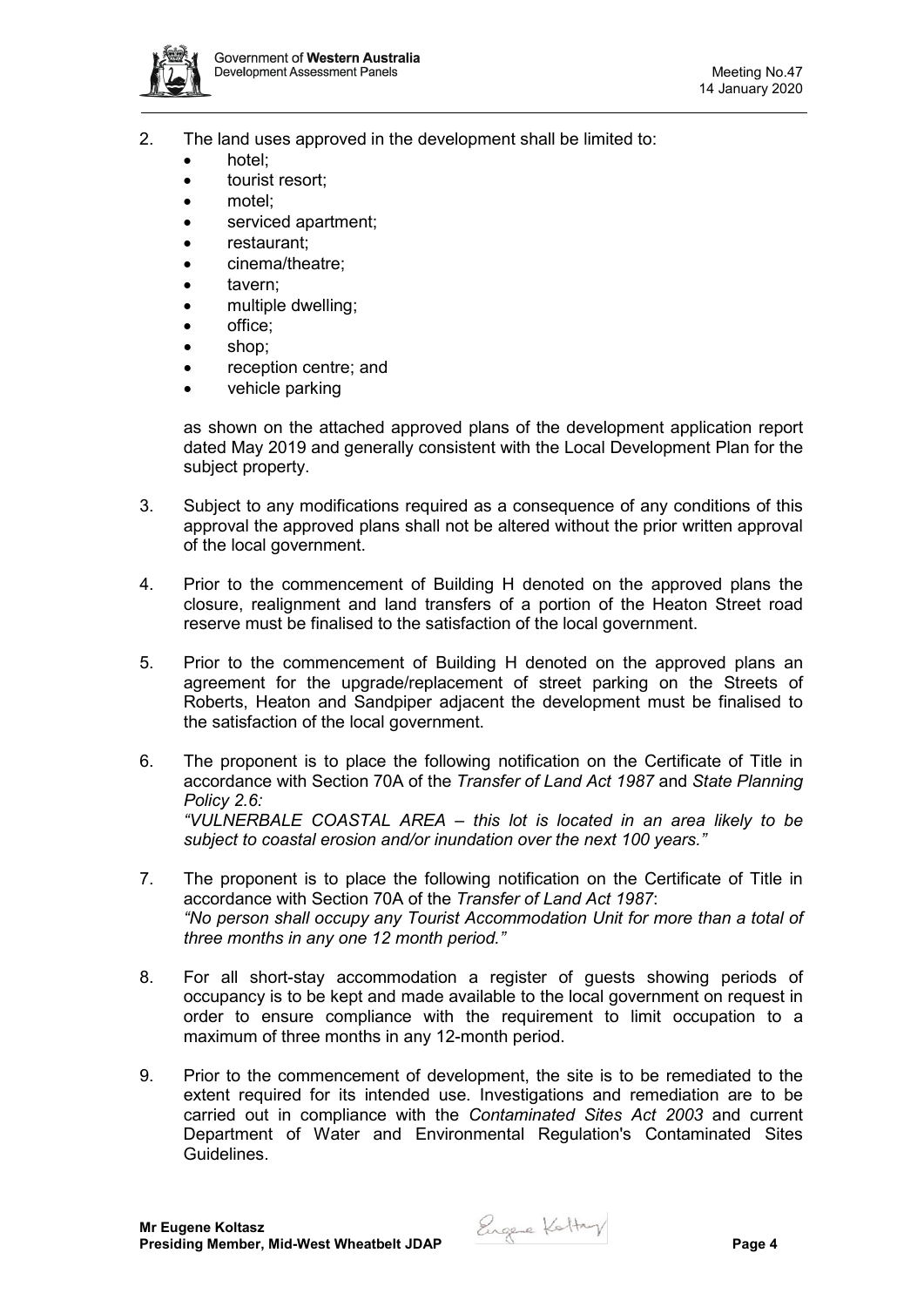2. The land uses approved in the development shall be limited to:
   - hotel;
   - tourist resort;
   - motel;
   - serviced apartment;
   - restaurant;
   - cinema/theatre;
   - tavern;
   - multiple dwelling;
   - office;
   - shop;
   - reception centre; and
   - vehicle parking

   as shown on the attached approved plans of the development application report dated May 2019 and generally consistent with the Local Development Plan for the subject property.

3. Subject to any modifications required as a consequence of any conditions of this approval the approved plans shall not be altered without the prior written approval of the local government.

4. Prior to the commencement of Building H denoted on the approved plans the closure, realignment and land transfers of a portion of the Heaton Street road reserve must be finalised to the satisfaction of the local government.

5. Prior to the commencement of Building H denoted on the approved plans an agreement for the upgrade/replacement of street parking on the Streets of Roberts, Heaton and Sandpiper adjacent the development must be finalised to the satisfaction of the local government.

6. The proponent is to place the following notification on the Certificate of Title in accordance with Section 70A of the *Transfer of Land Act 1987* and *State Planning Policy 2.6:*
   *"VULNERBALE COASTAL AREA – this lot is located in an area likely to be subject to coastal erosion and/or inundation over the next 100 years."*

7. The proponent is to place the following notification on the Certificate of Title in accordance with Section 70A of the *Transfer of Land Act 1987*:
   *"No person shall occupy any Tourist Accommodation Unit for more than a total of three months in any one 12 month period."*

8. For all short-stay accommodation a register of guests showing periods of occupancy is to be kept and made available to the local government on request in order to ensure compliance with the requirement to limit occupation to a maximum of three months in any 12-month period.

9. Prior to the commencement of development, the site is to be remediated to the extent required for its intended use. Investigations and remediation are to be carried out in compliance with the *Contaminated Sites Act 2003* and current Department of Water and Environmental Regulation's Contaminated Sites Guidelines.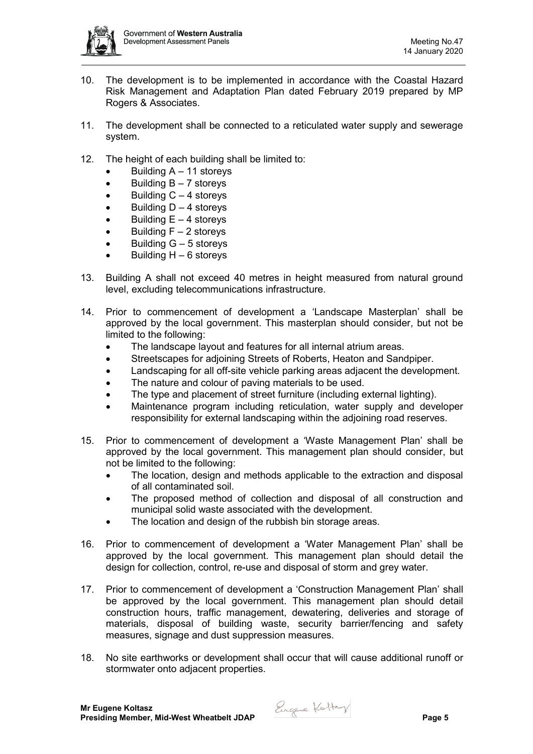10. The development is to be implemented in accordance with the Coastal Hazard Risk Management and Adaptation Plan dated February 2019 prepared by MP Rogers & Associates.

11. The development shall be connected to a reticulated water supply and sewerage system.

12. The height of each building shall be limited to:
    - Building A – 11 storeys
    - Building B – 7 storeys
    - Building C – 4 storeys
    - Building D – 4 storeys
    - Building E – 4 storeys
    - Building F – 2 storeys
    - Building G – 5 storeys
    - Building H – 6 storeys

13. Building A shall not exceed 40 metres in height measured from natural ground level, excluding telecommunications infrastructure.

14. Prior to commencement of development a 'Landscape Masterplan' shall be approved by the local government. This masterplan should consider, but not be limited to the following:
    - The landscape layout and features for all internal atrium areas.
    - Streetscapes for adjoining Streets of Roberts, Heaton and Sandpiper.
    - Landscaping for all off-site vehicle parking areas adjacent the development.
    - The nature and colour of paving materials to be used.
    - The type and placement of street furniture (including external lighting).
    - Maintenance program including reticulation, water supply and developer responsibility for external landscaping within the adjoining road reserves.

15. Prior to commencement of development a 'Waste Management Plan' shall be approved by the local government. This management plan should consider, but not be limited to the following:
    - The location, design and methods applicable to the extraction and disposal of all contaminated soil.
    - The proposed method of collection and disposal of all construction and municipal solid waste associated with the development.
    - The location and design of the rubbish bin storage areas.

16. Prior to commencement of development a 'Water Management Plan' shall be approved by the local government. This management plan should detail the design for collection, control, re-use and disposal of storm and grey water.

17. Prior to commencement of development a 'Construction Management Plan' shall be approved by the local government. This management plan should detail construction hours, traffic management, dewatering, deliveries and storage of materials, disposal of building waste, security barrier/fencing and safety measures, signage and dust suppression measures.

18. No site earthworks or development shall occur that will cause additional runoff or stormwater onto adjacent properties.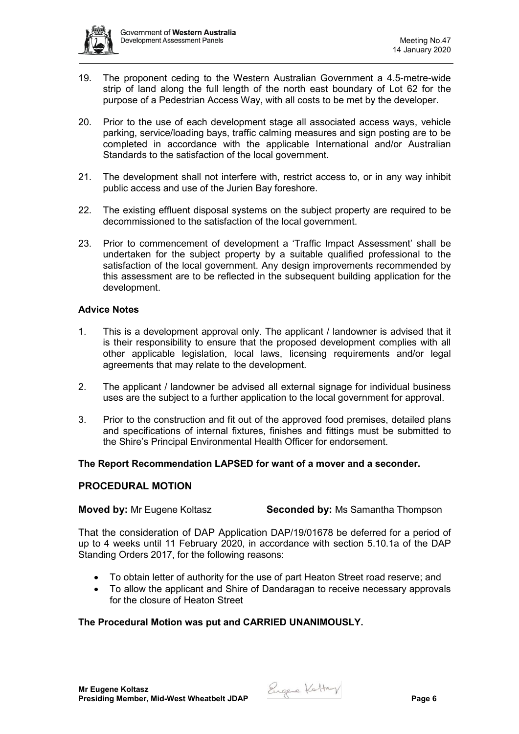19. The proponent ceding to the Western Australian Government a 4.5-metre-wide strip of land along the full length of the north east boundary of Lot 62 for the purpose of a Pedestrian Access Way, with all costs to be met by the developer.

20. Prior to the use of each development stage all associated access ways, vehicle parking, service/loading bays, traffic calming measures and sign posting are to be completed in accordance with the applicable International and/or Australian Standards to the satisfaction of the local government.

21. The development shall not interfere with, restrict access to, or in any way inhibit public access and use of the Jurien Bay foreshore.

22. The existing effluent disposal systems on the subject property are required to be decommissioned to the satisfaction of the local government.

23. Prior to commencement of development a 'Traffic Impact Assessment' shall be undertaken for the subject property by a suitable qualified professional to the satisfaction of the local government. Any design improvements recommended by this assessment are to be reflected in the subsequent building application for the development.

**Advice Notes**

1. This is a development approval only. The applicant / landowner is advised that it is their responsibility to ensure that the proposed development complies with all other applicable legislation, local laws, licensing requirements and/or legal agreements that may relate to the development.

2. The applicant / landowner be advised all external signage for individual business uses are the subject to a further application to the local government for approval.

3. Prior to the construction and fit out of the approved food premises, detailed plans and specifications of internal fixtures, finishes and fittings must be submitted to the Shire's Principal Environmental Health Officer for endorsement.

**The Report Recommendation LAPSED for want of a mover and a seconder.**

## PROCEDURAL MOTION

**Moved by:** Mr Eugene Koltasz **Seconded by:** Ms Samantha Thompson

That the consideration of DAP Application DAP/19/01678 be deferred for a period of up to 4 weeks until 11 February 2020, in accordance with section 5.10.1a of the DAP Standing Orders 2017, for the following reasons:

- To obtain letter of authority for the use of part Heaton Street road reserve; and
- To allow the applicant and Shire of Dandaragan to receive necessary approvals for the closure of Heaton Street

**The Procedural Motion was put and CARRIED UNANIMOUSLY.**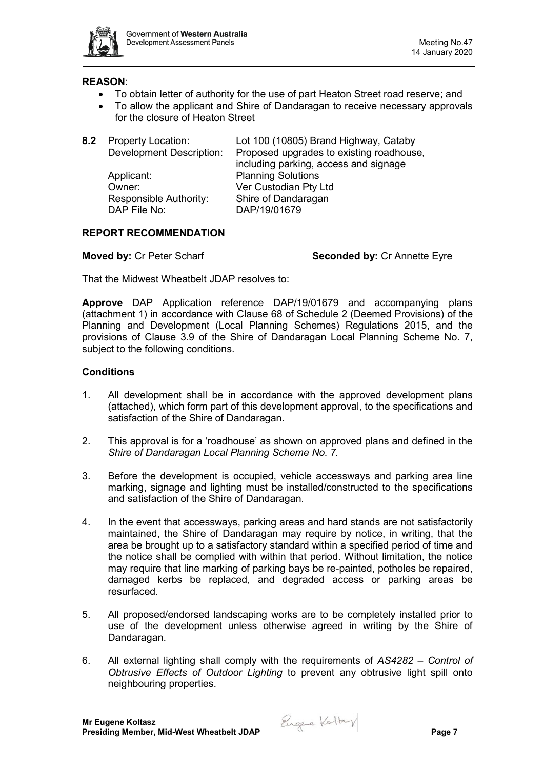**REASON**:

- To obtain letter of authority for the use of part Heaton Street road reserve; and
- To allow the applicant and Shire of Dandaragan to receive necessary approvals for the closure of Heaton Street

**8.2** Property Location: Lot 100 (10805) Brand Highway, Cataby
Development Description: Proposed upgrades to existing roadhouse, including parking, access and signage
Applicant: Planning Solutions
Owner: Ver Custodian Pty Ltd
Responsible Authority: Shire of Dandaragan
DAP File No: DAP/19/01679

**REPORT RECOMMENDATION**

**Moved by:** Cr Peter Scharf **Seconded by:** Cr Annette Eyre

That the Midwest Wheatbelt JDAP resolves to:

**Approve** DAP Application reference DAP/19/01679 and accompanying plans (attachment 1) in accordance with Clause 68 of Schedule 2 (Deemed Provisions) of the Planning and Development (Local Planning Schemes) Regulations 2015, and the provisions of Clause 3.9 of the Shire of Dandaragan Local Planning Scheme No. 7, subject to the following conditions.

**Conditions**

1. All development shall be in accordance with the approved development plans (attached), which form part of this development approval, to the specifications and satisfaction of the Shire of Dandaragan.

2. This approval is for a 'roadhouse' as shown on approved plans and defined in the *Shire of Dandaragan Local Planning Scheme No. 7.*

3. Before the development is occupied, vehicle accessways and parking area line marking, signage and lighting must be installed/constructed to the specifications and satisfaction of the Shire of Dandaragan.

4. In the event that accessways, parking areas and hard stands are not satisfactorily maintained, the Shire of Dandaragan may require by notice, in writing, that the area be brought up to a satisfactory standard within a specified period of time and the notice shall be complied with within that period. Without limitation, the notice may require that line marking of parking bays be re-painted, potholes be repaired, damaged kerbs be replaced, and degraded access or parking areas be resurfaced.

5. All proposed/endorsed landscaping works are to be completely installed prior to use of the development unless otherwise agreed in writing by the Shire of Dandaragan.

6. All external lighting shall comply with the requirements of *AS4282 – Control of Obtrusive Effects of Outdoor Lighting* to prevent any obtrusive light spill onto neighbouring properties.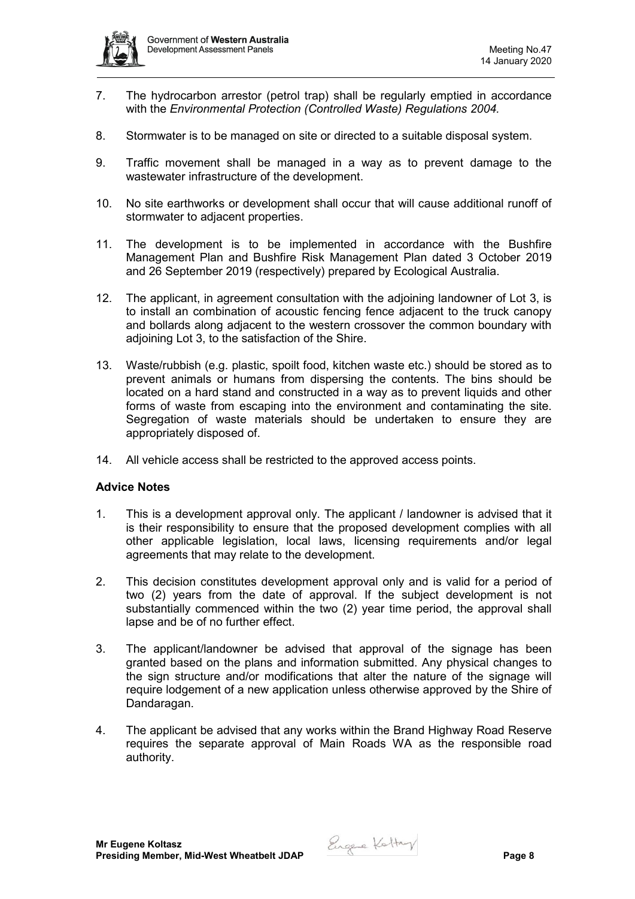7. The hydrocarbon arrestor (petrol trap) shall be regularly emptied in accordance with the *Environmental Protection (Controlled Waste) Regulations 2004.*

8. Stormwater is to be managed on site or directed to a suitable disposal system.

9. Traffic movement shall be managed in a way as to prevent damage to the wastewater infrastructure of the development.

10. No site earthworks or development shall occur that will cause additional runoff of stormwater to adjacent properties.

11. The development is to be implemented in accordance with the Bushfire Management Plan and Bushfire Risk Management Plan dated 3 October 2019 and 26 September 2019 (respectively) prepared by Ecological Australia.

12. The applicant, in agreement consultation with the adjoining landowner of Lot 3, is to install an combination of acoustic fencing fence adjacent to the truck canopy and bollards along adjacent to the western crossover the common boundary with adjoining Lot 3, to the satisfaction of the Shire.

13. Waste/rubbish (e.g. plastic, spoilt food, kitchen waste etc.) should be stored as to prevent animals or humans from dispersing the contents. The bins should be located on a hard stand and constructed in a way as to prevent liquids and other forms of waste from escaping into the environment and contaminating the site. Segregation of waste materials should be undertaken to ensure they are appropriately disposed of.

14. All vehicle access shall be restricted to the approved access points.

**Advice Notes**

1. This is a development approval only. The applicant / landowner is advised that it is their responsibility to ensure that the proposed development complies with all other applicable legislation, local laws, licensing requirements and/or legal agreements that may relate to the development.

2. This decision constitutes development approval only and is valid for a period of two (2) years from the date of approval. If the subject development is not substantially commenced within the two (2) year time period, the approval shall lapse and be of no further effect.

3. The applicant/landowner be advised that approval of the signage has been granted based on the plans and information submitted. Any physical changes to the sign structure and/or modifications that alter the nature of the signage will require lodgement of a new application unless otherwise approved by the Shire of Dandaragan.

4. The applicant be advised that any works within the Brand Highway Road Reserve requires the separate approval of Main Roads WA as the responsible road authority.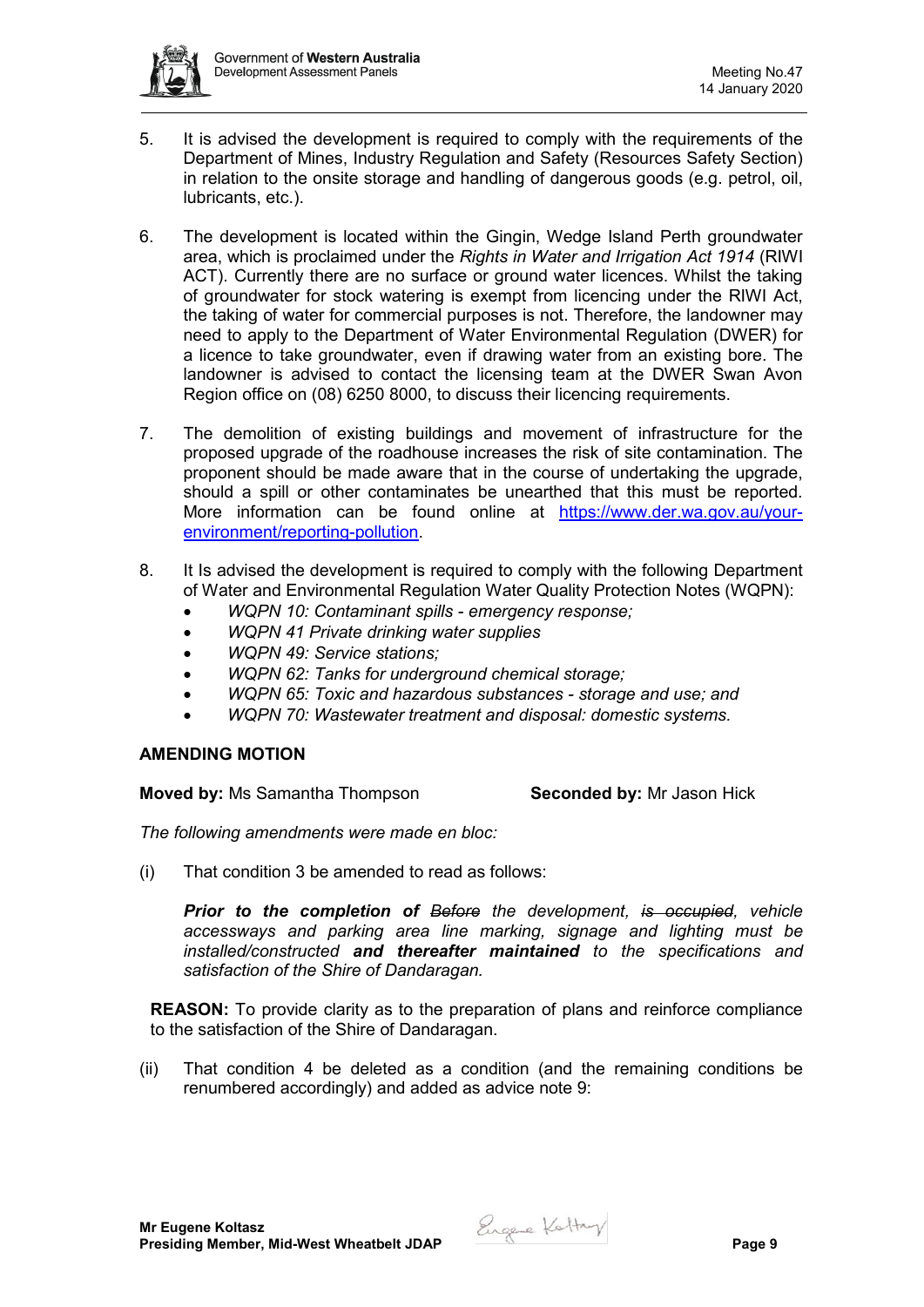5. It is advised the development is required to comply with the requirements of the Department of Mines, Industry Regulation and Safety (Resources Safety Section) in relation to the onsite storage and handling of dangerous goods (e.g. petrol, oil, lubricants, etc.).

6. The development is located within the Gingin, Wedge Island Perth groundwater area, which is proclaimed under the *Rights in Water and Irrigation Act 1914* (RIWI ACT). Currently there are no surface or ground water licences. Whilst the taking of groundwater for stock watering is exempt from licencing under the RIWI Act, the taking of water for commercial purposes is not. Therefore, the landowner may need to apply to the Department of Water Environmental Regulation (DWER) for a licence to take groundwater, even if drawing water from an existing bore. The landowner is advised to contact the licensing team at the DWER Swan Avon Region office on (08) 6250 8000, to discuss their licencing requirements.

7. The demolition of existing buildings and movement of infrastructure for the proposed upgrade of the roadhouse increases the risk of site contamination. The proponent should be made aware that in the course of undertaking the upgrade, should a spill or other contaminates be unearthed that this must be reported. More information can be found online at [https://www.der.wa.gov.au/your-environment/reporting-pollution](https://www.der.wa.gov.au/your-environment/reporting-pollution).

8. It Is advised the development is required to comply with the following Department of Water and Environmental Regulation Water Quality Protection Notes (WQPN):
   - *WQPN 10: Contaminant spills - emergency response;*
   - *WQPN 41 Private drinking water supplies*
   - *WQPN 49: Service stations;*
   - *WQPN 62: Tanks for underground chemical storage;*
   - *WQPN 65: Toxic and hazardous substances - storage and use; and*
   - *WQPN 70: Wastewater treatment and disposal: domestic systems.*

**AMENDING MOTION**

**Moved by:** Ms Samantha Thompson **Seconded by:** Mr Jason Hick

*The following amendments were made en bloc:*

(i) That condition 3 be amended to read as follows:

*__Prior to the completion of__ ~~Before~~ the development, ~~is occupied~~, vehicle accessways and parking area line marking, signage and lighting must be installed/constructed __and thereafter maintained__ to the specifications and satisfaction of the Shire of Dandaragan.*

**REASON:** To provide clarity as to the preparation of plans and reinforce compliance to the satisfaction of the Shire of Dandaragan.

(ii) That condition 4 be deleted as a condition (and the remaining conditions be renumbered accordingly) and added as advice note 9: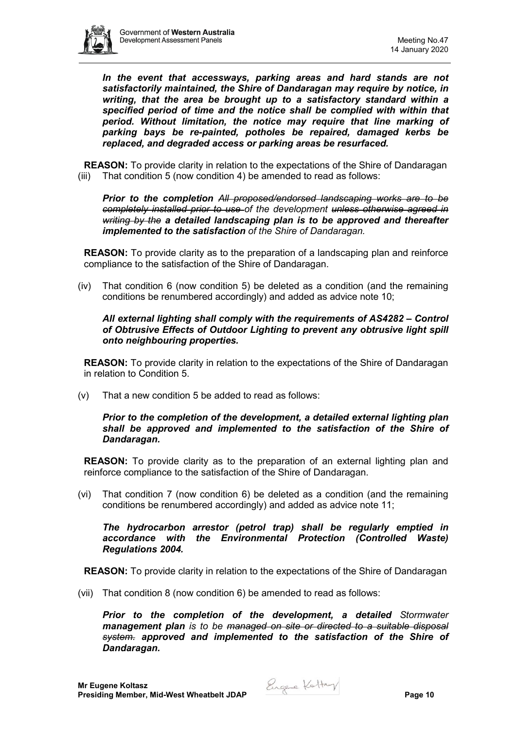***In the event that accessways, parking areas and hard stands are not satisfactorily maintained, the Shire of Dandaragan may require by notice, in writing, that the area be brought up to a satisfactory standard within a specified period of time and the notice shall be complied with within that period. Without limitation, the notice may require that line marking of parking bays be re-painted, potholes be repaired, damaged kerbs be replaced, and degraded access or parking areas be resurfaced.***

**REASON:** To provide clarity in relation to the expectations of the Shire of Dandaragan

(iii) That condition 5 (now condition 4) be amended to read as follows:

***Prior to the completion*** *~~All proposed/endorsed landscaping works are to be completely installed prior to use~~ of the development ~~unless otherwise agreed in writing by the~~* ***a detailed landscaping plan is to be approved and thereafter implemented to the satisfaction*** *of the Shire of Dandaragan.*

**REASON:** To provide clarity as to the preparation of a landscaping plan and reinforce compliance to the satisfaction of the Shire of Dandaragan.

(iv) That condition 6 (now condition 5) be deleted as a condition (and the remaining conditions be renumbered accordingly) and added as advice note 10;

***All external lighting shall comply with the requirements of AS4282 – Control of Obtrusive Effects of Outdoor Lighting to prevent any obtrusive light spill onto neighbouring properties.***

**REASON:** To provide clarity in relation to the expectations of the Shire of Dandaragan in relation to Condition 5.

(v) That a new condition 5 be added to read as follows:

***Prior to the completion of the development, a detailed external lighting plan shall be approved and implemented to the satisfaction of the Shire of Dandaragan.***

**REASON:** To provide clarity as to the preparation of an external lighting plan and reinforce compliance to the satisfaction of the Shire of Dandaragan.

(vi) That condition 7 (now condition 6) be deleted as a condition (and the remaining conditions be renumbered accordingly) and added as advice note 11;

***The hydrocarbon arrestor (petrol trap) shall be regularly emptied in accordance with the Environmental Protection (Controlled Waste) Regulations 2004.***

**REASON:** To provide clarity in relation to the expectations of the Shire of Dandaragan

(vii) That condition 8 (now condition 6) be amended to read as follows:

***Prior to the completion of the development, a detailed*** *Stormwater* ***management plan*** *is to be ~~managed on site or directed to a suitable disposal system.~~* ***approved and implemented to the satisfaction of the Shire of Dandaragan.***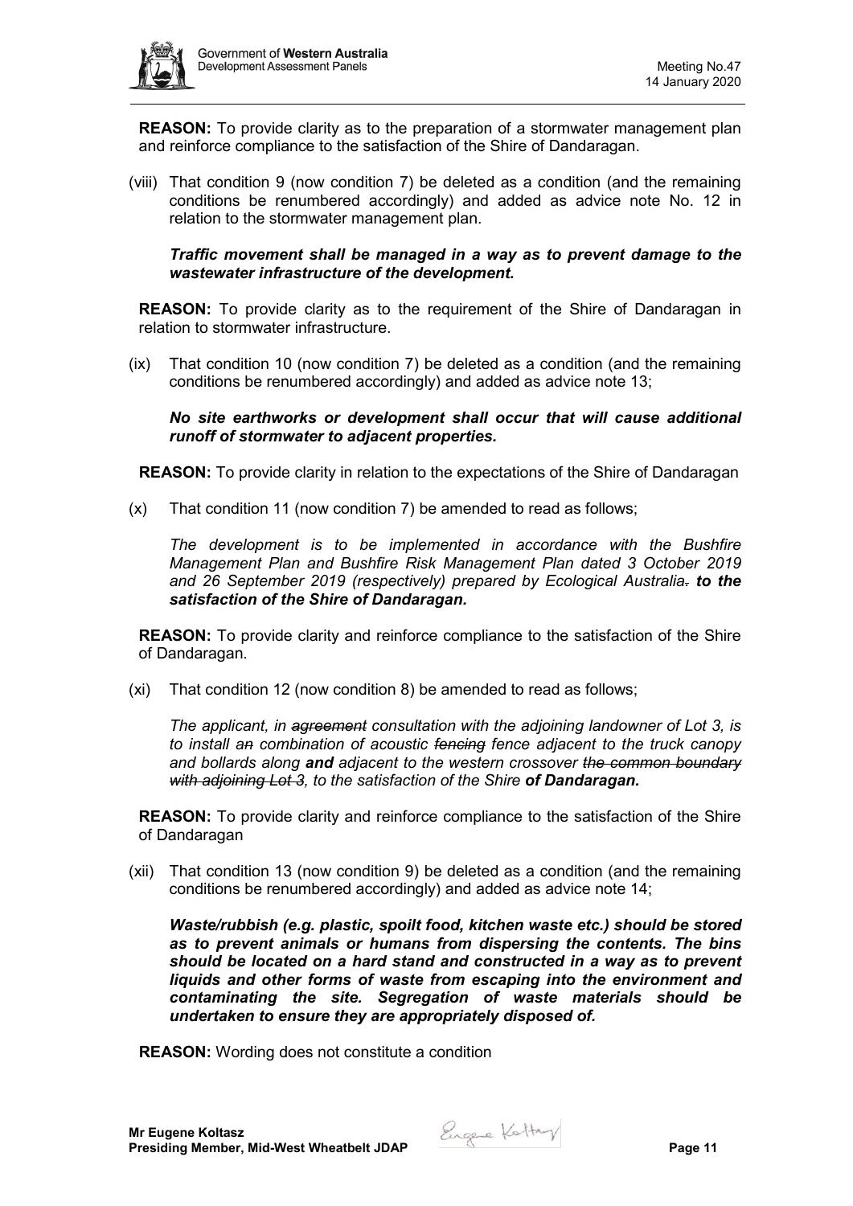**REASON:** To provide clarity as to the preparation of a stormwater management plan and reinforce compliance to the satisfaction of the Shire of Dandaragan.

(viii) That condition 9 (now condition 7) be deleted as a condition (and the remaining conditions be renumbered accordingly) and added as advice note No. 12 in relation to the stormwater management plan.

***Traffic movement shall be managed in a way as to prevent damage to the wastewater infrastructure of the development.***

**REASON:** To provide clarity as to the requirement of the Shire of Dandaragan in relation to stormwater infrastructure.

(ix) That condition 10 (now condition 7) be deleted as a condition (and the remaining conditions be renumbered accordingly) and added as advice note 13;

***No site earthworks or development shall occur that will cause additional runoff of stormwater to adjacent properties.***

**REASON:** To provide clarity in relation to the expectations of the Shire of Dandaragan

(x) That condition 11 (now condition 7) be amended to read as follows;

*The development is to be implemented in accordance with the Bushfire Management Plan and Bushfire Risk Management Plan dated 3 October 2019 and 26 September 2019 (respectively) prepared by Ecological Australia~~.~~ **to the satisfaction of the Shire of Dandaragan.***

**REASON:** To provide clarity and reinforce compliance to the satisfaction of the Shire of Dandaragan.

(xi) That condition 12 (now condition 8) be amended to read as follows;

*The applicant, in ~~agreement~~ consultation with the adjoining landowner of Lot 3, is to install a~~n~~ combination of acoustic ~~fencing~~ fence adjacent to the truck canopy and bollards along **and** adjacent to the western crossover ~~the common boundary with adjoining Lot 3~~, to the satisfaction of the Shire **of Dandaragan.***

**REASON:** To provide clarity and reinforce compliance to the satisfaction of the Shire of Dandaragan

(xii) That condition 13 (now condition 9) be deleted as a condition (and the remaining conditions be renumbered accordingly) and added as advice note 14;

***Waste/rubbish (e.g. plastic, spoilt food, kitchen waste etc.) should be stored as to prevent animals or humans from dispersing the contents. The bins should be located on a hard stand and constructed in a way as to prevent liquids and other forms of waste from escaping into the environment and contaminating the site. Segregation of waste materials should be undertaken to ensure they are appropriately disposed of.***

**REASON:** Wording does not constitute a condition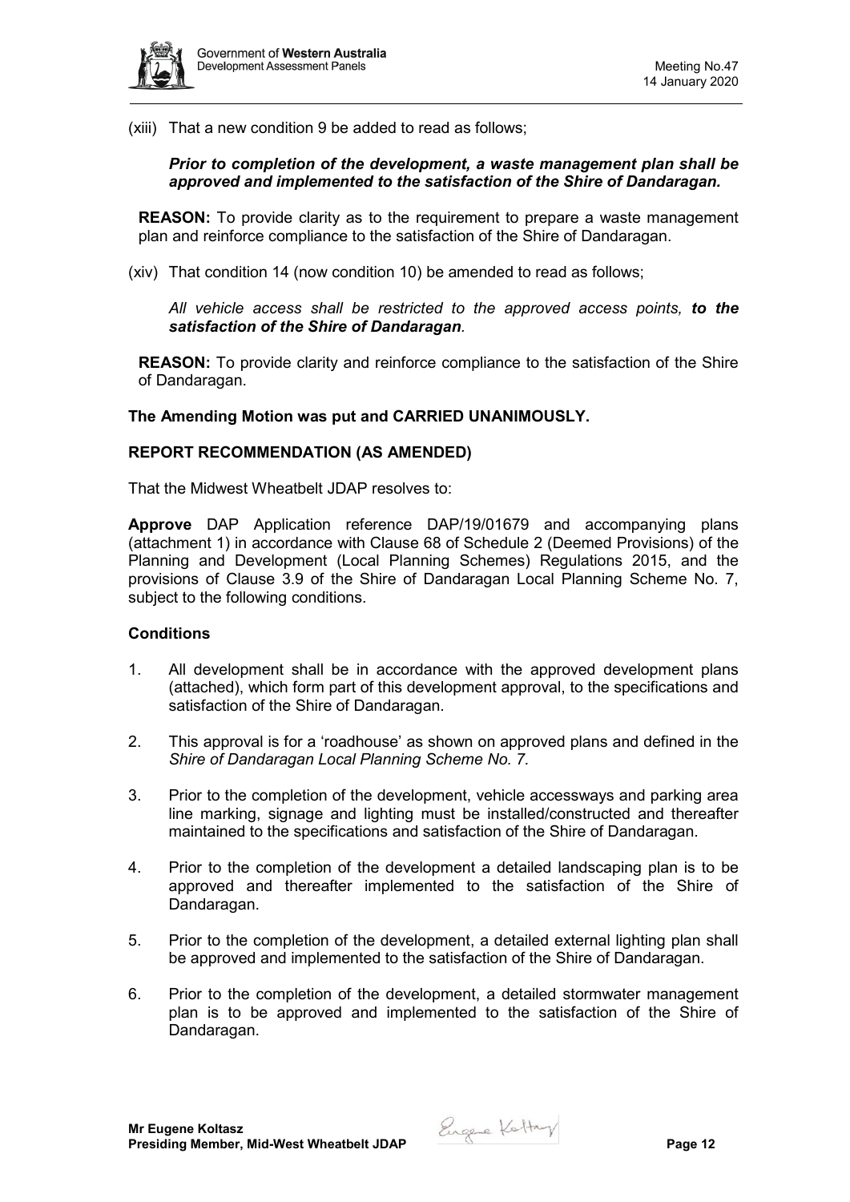(xiii) That a new condition 9 be added to read as follows;

> ***Prior to completion of the development, a waste management plan shall be approved and implemented to the satisfaction of the Shire of Dandaragan.***

**REASON:** To provide clarity as to the requirement to prepare a waste management plan and reinforce compliance to the satisfaction of the Shire of Dandaragan.

(xiv) That condition 14 (now condition 10) be amended to read as follows;

> *All vehicle access shall be restricted to the approved access points,* ***to the satisfaction of the Shire of Dandaragan****.*

**REASON:** To provide clarity and reinforce compliance to the satisfaction of the Shire of Dandaragan.

**The Amending Motion was put and CARRIED UNANIMOUSLY.**

**REPORT RECOMMENDATION (AS AMENDED)**

That the Midwest Wheatbelt JDAP resolves to:

**Approve** DAP Application reference DAP/19/01679 and accompanying plans (attachment 1) in accordance with Clause 68 of Schedule 2 (Deemed Provisions) of the Planning and Development (Local Planning Schemes) Regulations 2015, and the provisions of Clause 3.9 of the Shire of Dandaragan Local Planning Scheme No. 7, subject to the following conditions.

**Conditions**

1. All development shall be in accordance with the approved development plans (attached), which form part of this development approval, to the specifications and satisfaction of the Shire of Dandaragan.
2. This approval is for a 'roadhouse' as shown on approved plans and defined in the *Shire of Dandaragan Local Planning Scheme No. 7.*
3. Prior to the completion of the development, vehicle accessways and parking area line marking, signage and lighting must be installed/constructed and thereafter maintained to the specifications and satisfaction of the Shire of Dandaragan.
4. Prior to the completion of the development a detailed landscaping plan is to be approved and thereafter implemented to the satisfaction of the Shire of Dandaragan.
5. Prior to the completion of the development, a detailed external lighting plan shall be approved and implemented to the satisfaction of the Shire of Dandaragan.
6. Prior to the completion of the development, a detailed stormwater management plan is to be approved and implemented to the satisfaction of the Shire of Dandaragan.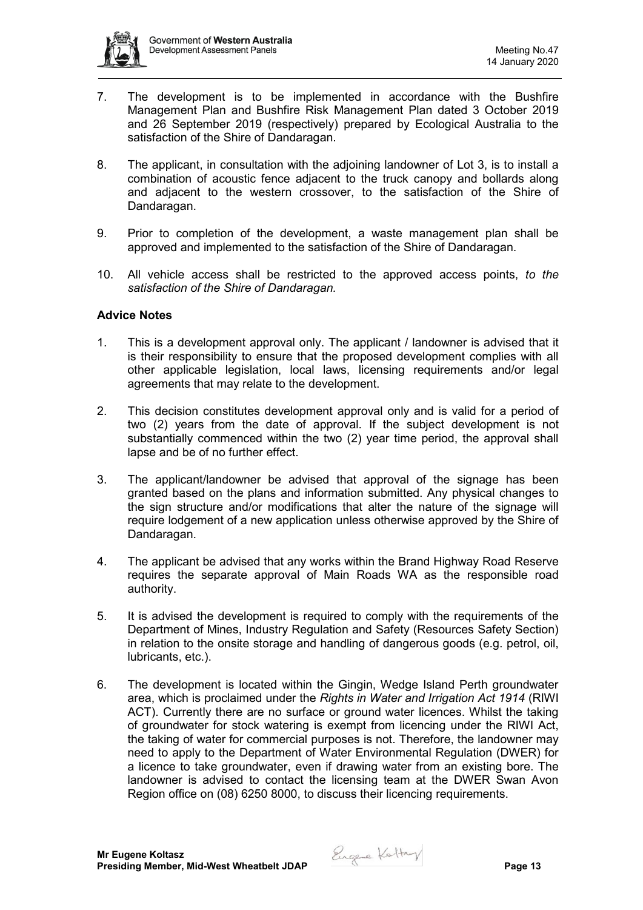7. The development is to be implemented in accordance with the Bushfire Management Plan and Bushfire Risk Management Plan dated 3 October 2019 and 26 September 2019 (respectively) prepared by Ecological Australia to the satisfaction of the Shire of Dandaragan.

8. The applicant, in consultation with the adjoining landowner of Lot 3, is to install a combination of acoustic fence adjacent to the truck canopy and bollards along and adjacent to the western crossover, to the satisfaction of the Shire of Dandaragan.

9. Prior to completion of the development, a waste management plan shall be approved and implemented to the satisfaction of the Shire of Dandaragan.

10. All vehicle access shall be restricted to the approved access points, *to the satisfaction of the Shire of Dandaragan.*

**Advice Notes**

1. This is a development approval only. The applicant / landowner is advised that it is their responsibility to ensure that the proposed development complies with all other applicable legislation, local laws, licensing requirements and/or legal agreements that may relate to the development.

2. This decision constitutes development approval only and is valid for a period of two (2) years from the date of approval. If the subject development is not substantially commenced within the two (2) year time period, the approval shall lapse and be of no further effect.

3. The applicant/landowner be advised that approval of the signage has been granted based on the plans and information submitted. Any physical changes to the sign structure and/or modifications that alter the nature of the signage will require lodgement of a new application unless otherwise approved by the Shire of Dandaragan.

4. The applicant be advised that any works within the Brand Highway Road Reserve requires the separate approval of Main Roads WA as the responsible road authority.

5. It is advised the development is required to comply with the requirements of the Department of Mines, Industry Regulation and Safety (Resources Safety Section) in relation to the onsite storage and handling of dangerous goods (e.g. petrol, oil, lubricants, etc.).

6. The development is located within the Gingin, Wedge Island Perth groundwater area, which is proclaimed under the *Rights in Water and Irrigation Act 1914* (RIWI ACT). Currently there are no surface or ground water licences. Whilst the taking of groundwater for stock watering is exempt from licencing under the RIWI Act, the taking of water for commercial purposes is not. Therefore, the landowner may need to apply to the Department of Water Environmental Regulation (DWER) for a licence to take groundwater, even if drawing water from an existing bore. The landowner is advised to contact the licensing team at the DWER Swan Avon Region office on (08) 6250 8000, to discuss their licencing requirements.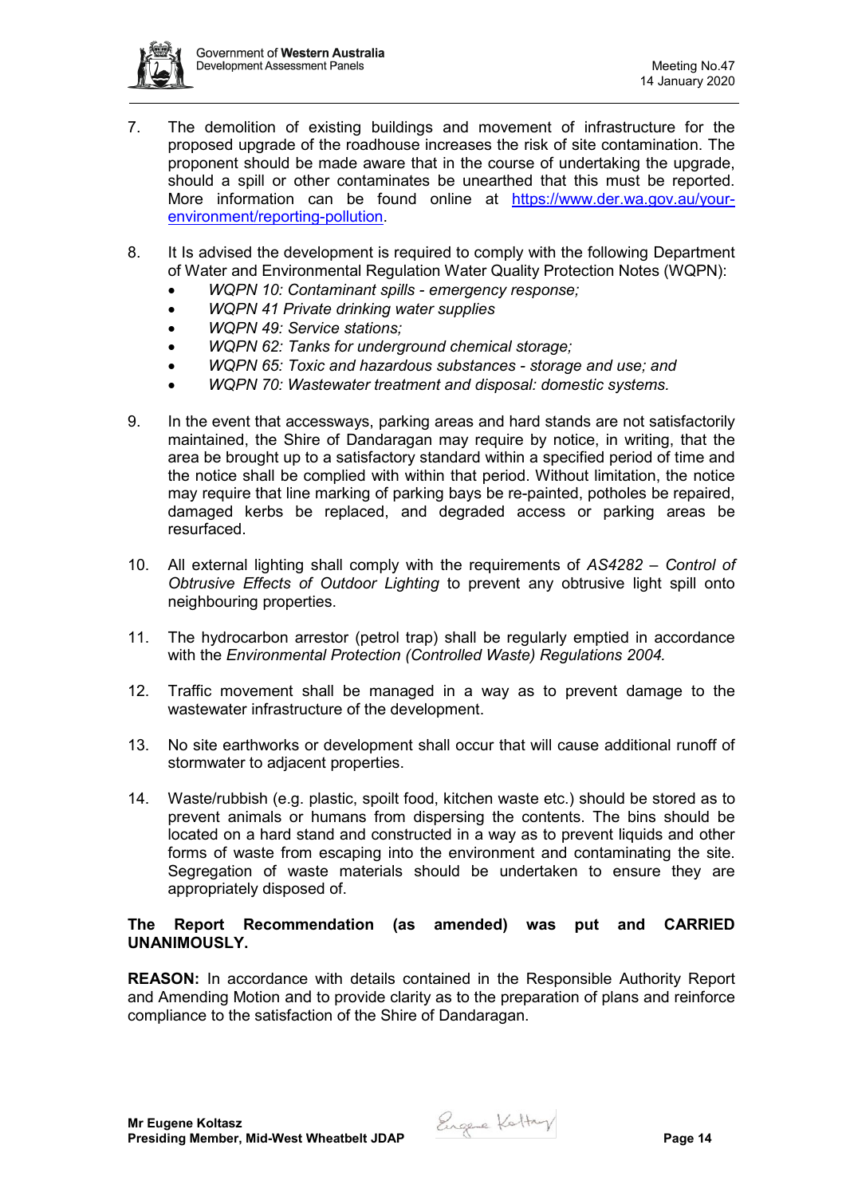7. The demolition of existing buildings and movement of infrastructure for the proposed upgrade of the roadhouse increases the risk of site contamination. The proponent should be made aware that in the course of undertaking the upgrade, should a spill or other contaminates be unearthed that this must be reported. More information can be found online at [https://www.der.wa.gov.au/your-environment/reporting-pollution](https://www.der.wa.gov.au/your-environment/reporting-pollution).

8. It Is advised the development is required to comply with the following Department of Water and Environmental Regulation Water Quality Protection Notes (WQPN):
   - *WQPN 10: Contaminant spills - emergency response;*
   - *WQPN 41 Private drinking water supplies*
   - *WQPN 49: Service stations;*
   - *WQPN 62: Tanks for underground chemical storage;*
   - *WQPN 65: Toxic and hazardous substances - storage and use; and*
   - *WQPN 70: Wastewater treatment and disposal: domestic systems.*

9. In the event that accessways, parking areas and hard stands are not satisfactorily maintained, the Shire of Dandaragan may require by notice, in writing, that the area be brought up to a satisfactory standard within a specified period of time and the notice shall be complied with within that period. Without limitation, the notice may require that line marking of parking bays be re-painted, potholes be repaired, damaged kerbs be replaced, and degraded access or parking areas be resurfaced.

10. All external lighting shall comply with the requirements of *AS4282 – Control of Obtrusive Effects of Outdoor Lighting* to prevent any obtrusive light spill onto neighbouring properties.

11. The hydrocarbon arrestor (petrol trap) shall be regularly emptied in accordance with the *Environmental Protection (Controlled Waste) Regulations 2004.*

12. Traffic movement shall be managed in a way as to prevent damage to the wastewater infrastructure of the development.

13. No site earthworks or development shall occur that will cause additional runoff of stormwater to adjacent properties.

14. Waste/rubbish (e.g. plastic, spoilt food, kitchen waste etc.) should be stored as to prevent animals or humans from dispersing the contents. The bins should be located on a hard stand and constructed in a way as to prevent liquids and other forms of waste from escaping into the environment and contaminating the site. Segregation of waste materials should be undertaken to ensure they are appropriately disposed of.

**The Report Recommendation (as amended) was put and CARRIED UNANIMOUSLY.**

**REASON:** In accordance with details contained in the Responsible Authority Report and Amending Motion and to provide clarity as to the preparation of plans and reinforce compliance to the satisfaction of the Shire of Dandaragan.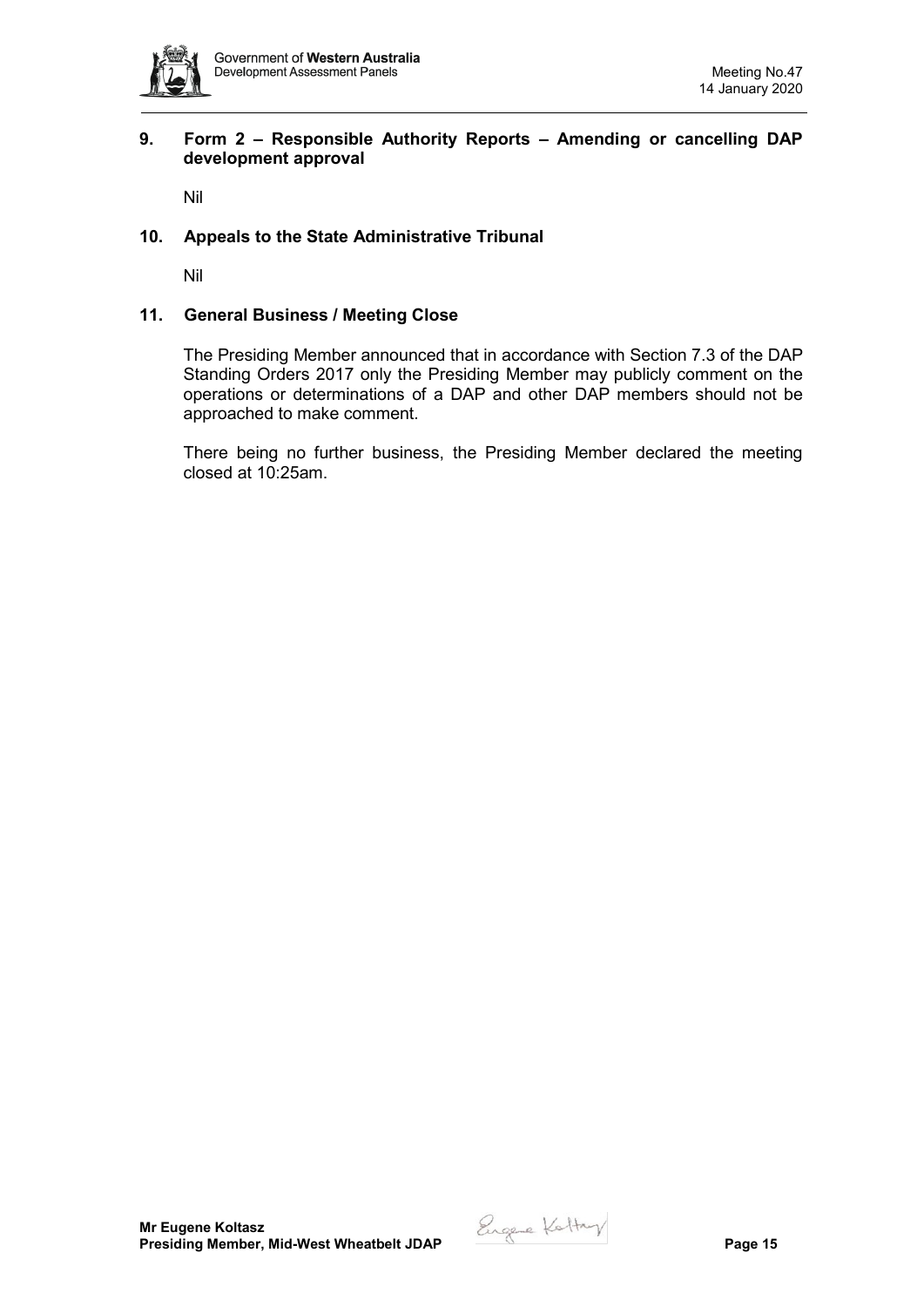## 9. Form 2 – Responsible Authority Reports – Amending or cancelling DAP development approval

Nil

## 10. Appeals to the State Administrative Tribunal

Nil

## 11. General Business / Meeting Close

The Presiding Member announced that in accordance with Section 7.3 of the DAP Standing Orders 2017 only the Presiding Member may publicly comment on the operations or determinations of a DAP and other DAP members should not be approached to make comment.

There being no further business, the Presiding Member declared the meeting closed at 10:25am.

**Mr Eugene Koltasz**
**Presiding Member, Mid-West Wheatbelt JDAP**